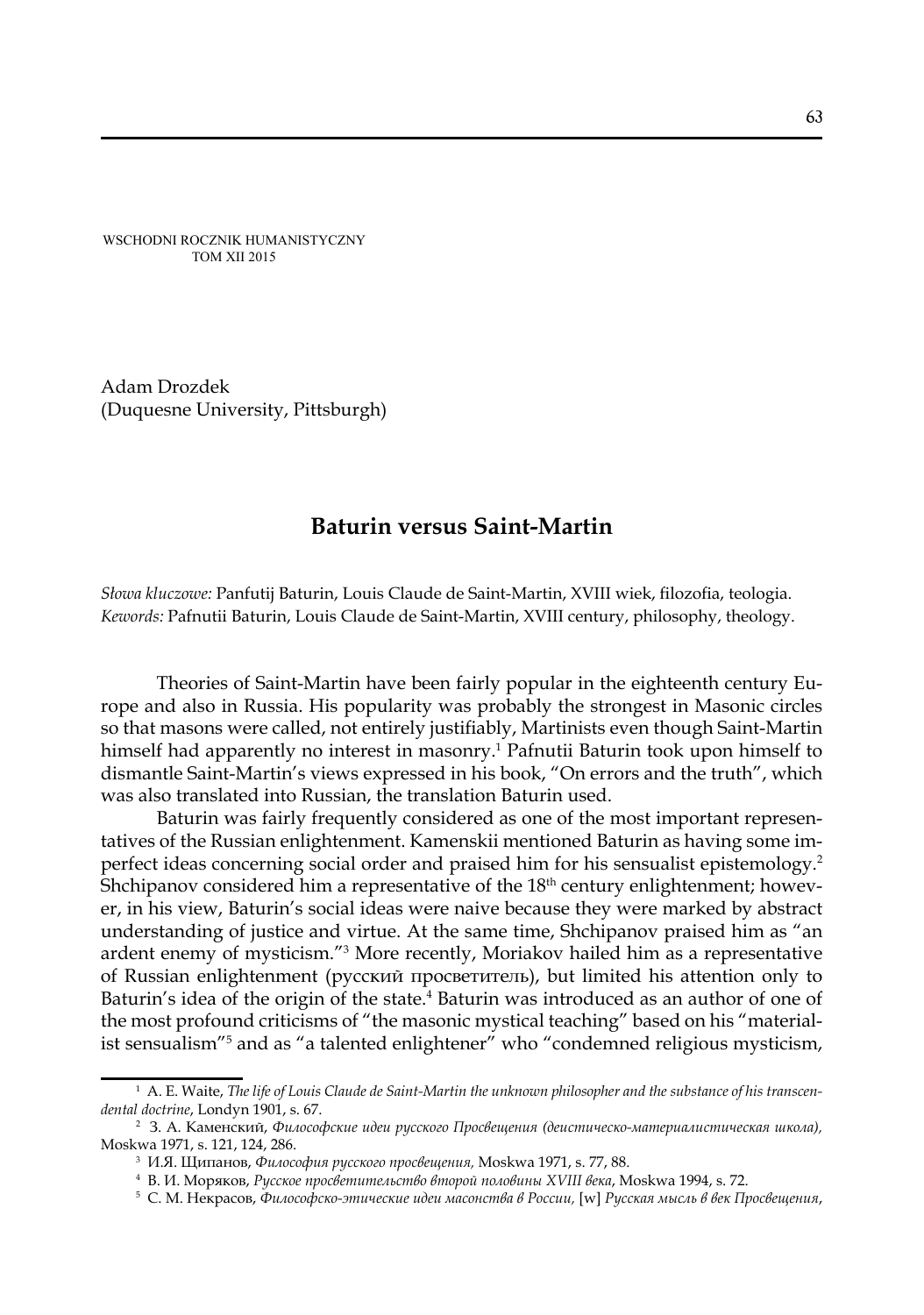WSCHODNI ROCZNIK HUMANISTYCZNY
TOM XII 2015

Adam Drozdek
(Duquesne University, Pittsburgh)

# Baturin versus Saint-Martin

*Słowa kluczowe:* Panfutij Baturin, Louis Claude de Saint-Martin, XVIII wiek, filozofia, teologia.
*Kewords:* Pafnutii Baturin, Louis Claude de Saint-Martin, XVIII century, philosophy, theology.

Theories of Saint-Martin have been fairly popular in the eighteenth century Europe and also in Russia. His popularity was probably the strongest in Masonic circles so that masons were called, not entirely justifiably, Martinists even though Saint-Martin himself had apparently no interest in masonry.[1] Pafnutii Baturin took upon himself to dismantle Saint-Martin's views expressed in his book, "On errors and the truth", which was also translated into Russian, the translation Baturin used.

Baturin was fairly frequently considered as one of the most important representatives of the Russian enlightenment. Kamenskii mentioned Baturin as having some imperfect ideas concerning social order and praised him for his sensualist epistemology.[2] Shchipanov considered him a representative of the 18th century enlightenment; however, in his view, Baturin's social ideas were naive because they were marked by abstract understanding of justice and virtue. At the same time, Shchipanov praised him as "an ardent enemy of mysticism."[3] More recently, Moriakov hailed him as a representative of Russian enlightenment (русский просветитель), but limited his attention only to Baturin's idea of the origin of the state.[4] Baturin was introduced as an author of one of the most profound criticisms of "the masonic mystical teaching" based on his "materialist sensualism"[5] and as "a talented enlightener" who "condemned religious mysticism,

---

[1] A. E. Waite, *The life of Louis Claude de Saint-Martin the unknown philosopher and the substance of his transcendental doctrine*, Londyn 1901, s. 67.

[2] З. А. Каменский, *Философские идеи русского Просвещения (деистическо-материалистическая школа),* Moskwa 1971, s. 121, 124, 286.

[3] И.Я. Щипанов, *Философия русского просвещения,* Moskwa 1971, s. 77, 88.

[4] В. И. Моряков, *Русское просветительство второй половины XVIII века*, Moskwa 1994, s. 72.

[5] С. М. Некрасов, *Философско-этические идеи масонства в России,* [w] *Русская мысль в век Просвещения*,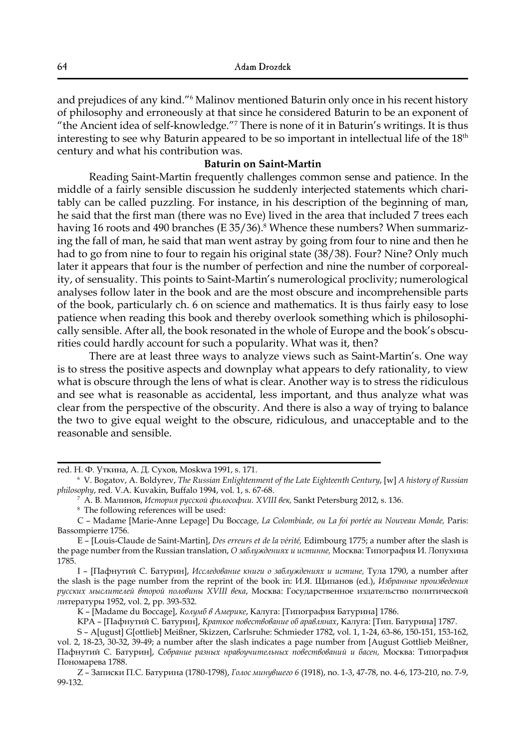and prejudices of any kind."[6] Malinov mentioned Baturin only once in his recent history of philosophy and erroneously at that since he considered Baturin to be an exponent of "the Ancient idea of self-knowledge."[7] There is none of it in Baturin's writings. It is thus interesting to see why Baturin appeared to be so important in intellectual life of the 18th century and what his contribution was.

### Baturin on Saint-Martin

Reading Saint-Martin frequently challenges common sense and patience. In the middle of a fairly sensible discussion he suddenly interjected statements which charitably can be called puzzling. For instance, in his description of the beginning of man, he said that the first man (there was no Eve) lived in the area that included 7 trees each having 16 roots and 490 branches (E 35/36).[8] Whence these numbers? When summarizing the fall of man, he said that man went astray by going from four to nine and then he had to go from nine to four to regain his original state (38/38). Four? Nine? Only much later it appears that four is the number of perfection and nine the number of corporeality, of sensuality. This points to Saint-Martin's numerological proclivity; numerological analyses follow later in the book and are the most obscure and incomprehensible parts of the book, particularly ch. 6 on science and mathematics. It is thus fairly easy to lose patience when reading this book and thereby overlook something which is philosophically sensible. After all, the book resonated in the whole of Europe and the book's obscurities could hardly account for such a popularity. What was it, then?

There are at least three ways to analyze views such as Saint-Martin's. One way is to stress the positive aspects and downplay what appears to defy rationality, to view what is obscure through the lens of what is clear. Another way is to stress the ridiculous and see what is reasonable as accidental, less important, and thus analyze what was clear from the perspective of the obscurity. And there is also a way of trying to balance the two to give equal weight to the obscure, ridiculous, and unacceptable and to the reasonable and sensible.

---

red. Н. Ф. Уткина, А. Д. Сухов, Moskwa 1991, s. 171.

[6] V. Bogatov, A. Boldyrev, *The Russian Enlightenment of the Late Eighteenth Century*, [w] *A history of Russian philosophy*, red. V.A. Kuvakin, Buffalo 1994, vol. 1, s. 67-68.

[7] А. В. Малинов, *История русской философии. XVIII век,* Sankt Petersburg 2012, s. 136.

[8] The following references will be used:

C – Madame [Marie-Anne Lepage] Du Boccage, *La Colombiade, ou La foi portée au Nouveau Monde,* Paris: Bassompierre 1756.

E – [Louis-Claude de Saint-Martin], *Des erreurs et de la vérité,* Edimbourg 1775; a number after the slash is the page number from the Russian translation, *О заблуждениях и истинне,* Москва: Типография И. Лопухина 1785.

I – [Пафнутий С. Батурин], *Исследование книги о заблуждениях и истине,* Тула 1790, a number after the slash is the page number from the reprint of the book in: И.Я. Щипанов (ed.), *Избранные произведения русских мыслителей второй половины XVIII века*, Москва: Государственное издательство политической литературы 1952, vol. 2, pp. 393-532.

K – [Madame du Boccage], *Колумб в Америке*, Калуга: [Типография Батурина] 1786.

KPA – [Пафнутий С. Батурин], *Краткое повествование об аравлянах*, Калуга: [Тип. Батурина] 1787.

S – A[ugust] G[ottlieb] Meißner, Skizzen, Carlsruhe: Schmieder 1782, vol. 1, 1-24, 63-86, 150-151, 153-162, vol. 2, 18-23, 30-32, 39-49; a number after the slash indicates a page number from [August Gottlieb Meißner, Пафнутий С. Батурин], *Собрание разных нравоучительных повествований и басен,* Москва: Типография Пономарева 1788.

Z – Записки П.С. Батурина (1780-1798), *Голос минувшего 6* (1918), no. 1-3, 47-78, no. 4-6, 173-210, no. 7-9, 99-132.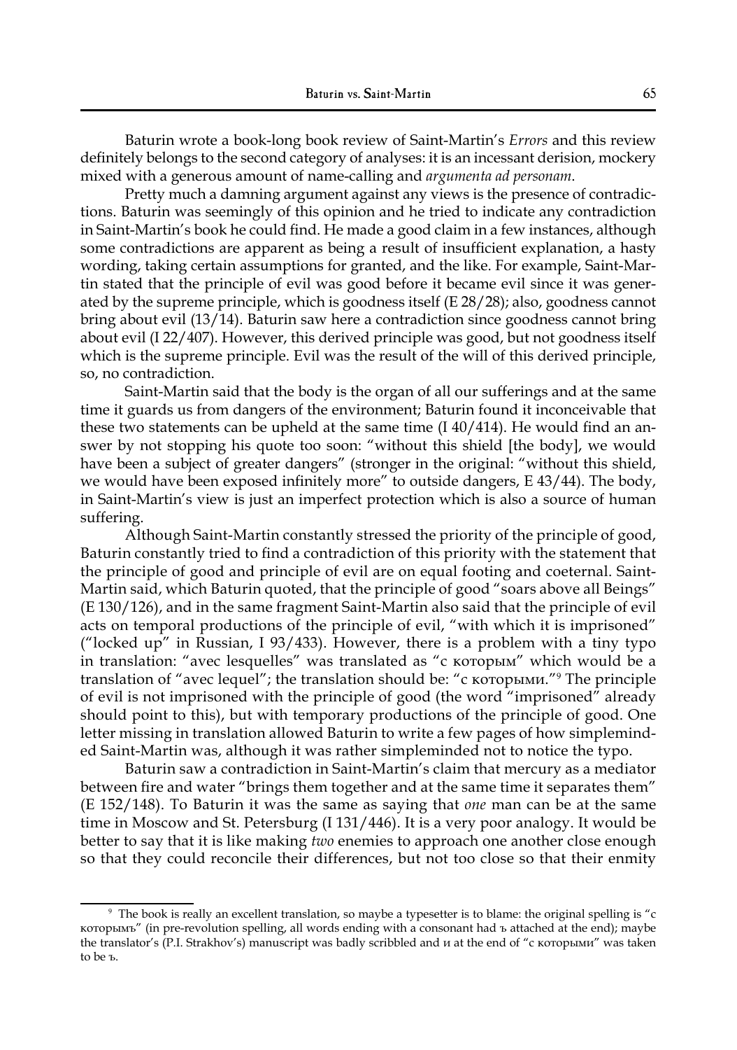Baturin wrote a book-long book review of Saint-Martin's *Errors* and this review definitely belongs to the second category of analyses: it is an incessant derision, mockery mixed with a generous amount of name-calling and *argumenta ad personam*.

Pretty much a damning argument against any views is the presence of contradictions. Baturin was seemingly of this opinion and he tried to indicate any contradiction in Saint-Martin's book he could find. He made a good claim in a few instances, although some contradictions are apparent as being a result of insufficient explanation, a hasty wording, taking certain assumptions for granted, and the like. For example, Saint-Martin stated that the principle of evil was good before it became evil since it was generated by the supreme principle, which is goodness itself (E 28/28); also, goodness cannot bring about evil (13/14). Baturin saw here a contradiction since goodness cannot bring about evil (I 22/407). However, this derived principle was good, but not goodness itself which is the supreme principle. Evil was the result of the will of this derived principle, so, no contradiction.

Saint-Martin said that the body is the organ of all our sufferings and at the same time it guards us from dangers of the environment; Baturin found it inconceivable that these two statements can be upheld at the same time (I 40/414). He would find an answer by not stopping his quote too soon: "without this shield [the body], we would have been a subject of greater dangers" (stronger in the original: "without this shield, we would have been exposed infinitely more" to outside dangers, E 43/44). The body, in Saint-Martin's view is just an imperfect protection which is also a source of human suffering.

Although Saint-Martin constantly stressed the priority of the principle of good, Baturin constantly tried to find a contradiction of this priority with the statement that the principle of good and principle of evil are on equal footing and coeternal. Saint-Martin said, which Baturin quoted, that the principle of good "soars above all Beings" (E 130/126), and in the same fragment Saint-Martin also said that the principle of evil acts on temporal productions of the principle of evil, "with which it is imprisoned" ("locked up" in Russian, I 93/433). However, there is a problem with a tiny typo in translation: "avec lesquelles" was translated as "с которым" which would be a translation of "avec lequel"; the translation should be: "с которыми."[9] The principle of evil is not imprisoned with the principle of good (the word "imprisoned" already should point to this), but with temporary productions of the principle of good. One letter missing in translation allowed Baturin to write a few pages of how simpleminded Saint-Martin was, although it was rather simpleminded not to notice the typo.

Baturin saw a contradiction in Saint-Martin's claim that mercury as a mediator between fire and water "brings them together and at the same time it separates them" (E 152/148). To Baturin it was the same as saying that *one* man can be at the same time in Moscow and St. Petersburg (I 131/446). It is a very poor analogy. It would be better to say that it is like making *two* enemies to approach one another close enough so that they could reconcile their differences, but not too close so that their enmity

---

[9] The book is really an excellent translation, so maybe a typesetter is to blame: the original spelling is "с которымъ" (in pre-revolution spelling, all words ending with a consonant had ъ attached at the end); maybe the translator's (P.I. Strakhov's) manuscript was badly scribbled and и at the end of "с которыми" was taken to be ъ.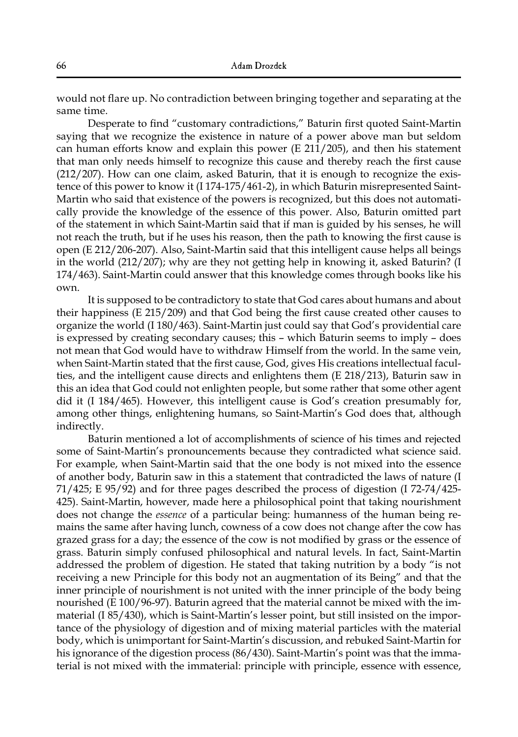would not flare up. No contradiction between bringing together and separating at the same time.

Desperate to find "customary contradictions," Baturin first quoted Saint-Martin saying that we recognize the existence in nature of a power above man but seldom can human efforts know and explain this power (E 211/205), and then his statement that man only needs himself to recognize this cause and thereby reach the first cause (212/207). How can one claim, asked Baturin, that it is enough to recognize the existence of this power to know it (I 174-175/461-2), in which Baturin misrepresented Saint-Martin who said that existence of the powers is recognized, but this does not automatically provide the knowledge of the essence of this power. Also, Baturin omitted part of the statement in which Saint-Martin said that if man is guided by his senses, he will not reach the truth, but if he uses his reason, then the path to knowing the first cause is open (E 212/206-207). Also, Saint-Martin said that this intelligent cause helps all beings in the world (212/207); why are they not getting help in knowing it, asked Baturin? (I 174/463). Saint-Martin could answer that this knowledge comes through books like his own.

It is supposed to be contradictory to state that God cares about humans and about their happiness (E 215/209) and that God being the first cause created other causes to organize the world (I 180/463). Saint-Martin just could say that God's providential care is expressed by creating secondary causes; this – which Baturin seems to imply – does not mean that God would have to withdraw Himself from the world. In the same vein, when Saint-Martin stated that the first cause, God, gives His creations intellectual faculties, and the intelligent cause directs and enlightens them (E 218/213), Baturin saw in this an idea that God could not enlighten people, but some rather that some other agent did it (I 184/465). However, this intelligent cause is God's creation presumably for, among other things, enlightening humans, so Saint-Martin's God does that, although indirectly.

Baturin mentioned a lot of accomplishments of science of his times and rejected some of Saint-Martin's pronouncements because they contradicted what science said. For example, when Saint-Martin said that the one body is not mixed into the essence of another body, Baturin saw in this a statement that contradicted the laws of nature (I 71/425; E 95/92) and for three pages described the process of digestion (I 72-74/425-425). Saint-Martin, however, made here a philosophical point that taking nourishment does not change the *essence* of a particular being: humanness of the human being remains the same after having lunch, cowness of a cow does not change after the cow has grazed grass for a day; the essence of the cow is not modified by grass or the essence of grass. Baturin simply confused philosophical and natural levels. In fact, Saint-Martin addressed the problem of digestion. He stated that taking nutrition by a body "is not receiving a new Principle for this body not an augmentation of its Being" and that the inner principle of nourishment is not united with the inner principle of the body being nourished (E 100/96-97). Baturin agreed that the material cannot be mixed with the immaterial (I 85/430), which is Saint-Martin's lesser point, but still insisted on the importance of the physiology of digestion and of mixing material particles with the material body, which is unimportant for Saint-Martin's discussion, and rebuked Saint-Martin for his ignorance of the digestion process (86/430). Saint-Martin's point was that the immaterial is not mixed with the immaterial: principle with principle, essence with essence,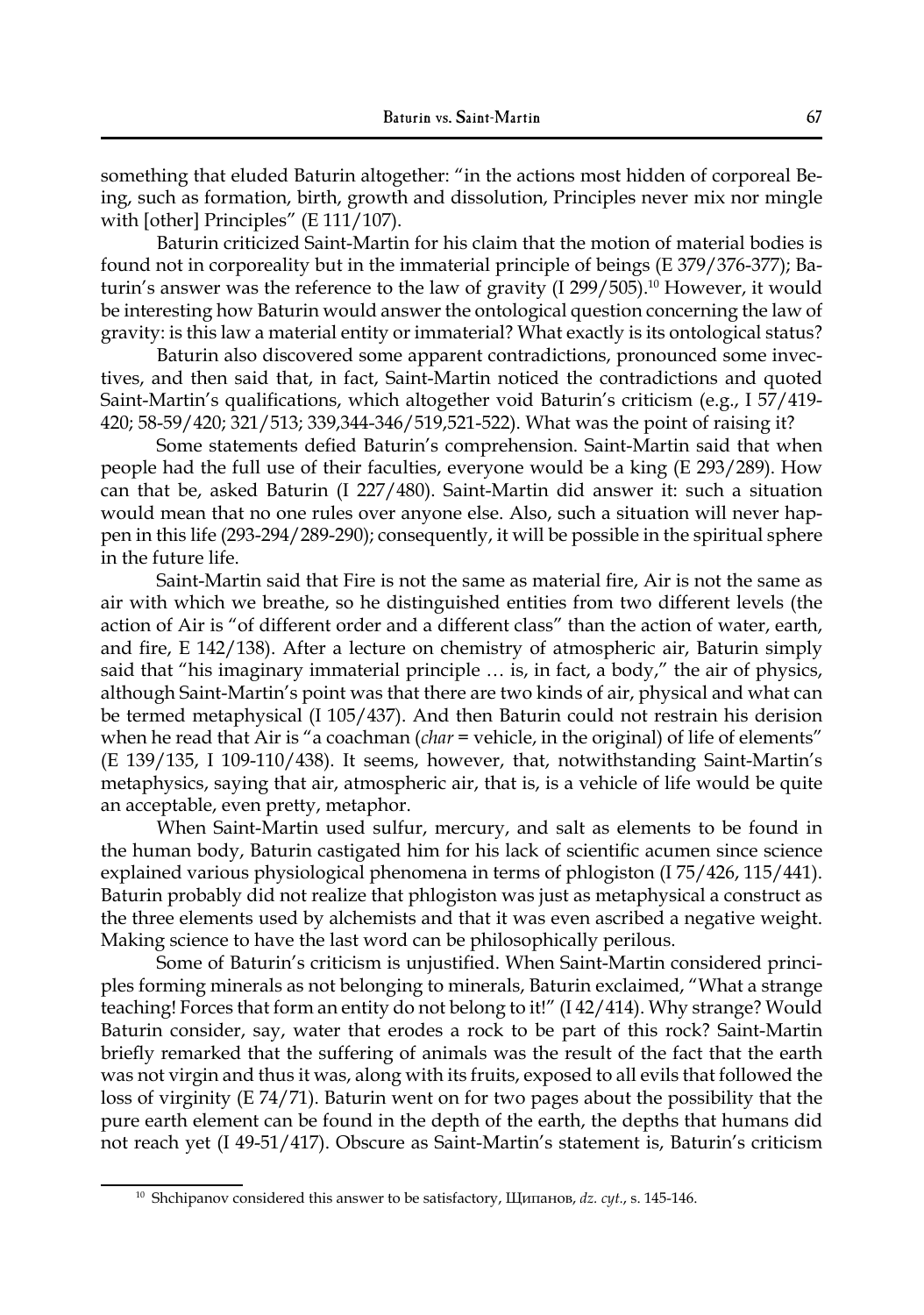something that eluded Baturin altogether: "in the actions most hidden of corporeal Being, such as formation, birth, growth and dissolution, Principles never mix nor mingle with [other] Principles" (E 111/107).

Baturin criticized Saint-Martin for his claim that the motion of material bodies is found not in corporeality but in the immaterial principle of beings (E 379/376-377); Baturin's answer was the reference to the law of gravity (I 299/505).[10] However, it would be interesting how Baturin would answer the ontological question concerning the law of gravity: is this law a material entity or immaterial? What exactly is its ontological status?

Baturin also discovered some apparent contradictions, pronounced some invectives, and then said that, in fact, Saint-Martin noticed the contradictions and quoted Saint-Martin's qualifications, which altogether void Baturin's criticism (e.g., I 57/419-420; 58-59/420; 321/513; 339,344-346/519,521-522). What was the point of raising it?

Some statements defied Baturin's comprehension. Saint-Martin said that when people had the full use of their faculties, everyone would be a king (E 293/289). How can that be, asked Baturin (I 227/480). Saint-Martin did answer it: such a situation would mean that no one rules over anyone else. Also, such a situation will never happen in this life (293-294/289-290); consequently, it will be possible in the spiritual sphere in the future life.

Saint-Martin said that Fire is not the same as material fire, Air is not the same as air with which we breathe, so he distinguished entities from two different levels (the action of Air is "of different order and a different class" than the action of water, earth, and fire, E 142/138). After a lecture on chemistry of atmospheric air, Baturin simply said that "his imaginary immaterial principle … is, in fact, a body," the air of physics, although Saint-Martin's point was that there are two kinds of air, physical and what can be termed metaphysical (I 105/437). And then Baturin could not restrain his derision when he read that Air is "a coachman (*char* = vehicle, in the original) of life of elements" (E 139/135, I 109-110/438). It seems, however, that, notwithstanding Saint-Martin's metaphysics, saying that air, atmospheric air, that is, is a vehicle of life would be quite an acceptable, even pretty, metaphor.

When Saint-Martin used sulfur, mercury, and salt as elements to be found in the human body, Baturin castigated him for his lack of scientific acumen since science explained various physiological phenomena in terms of phlogiston (I 75/426, 115/441). Baturin probably did not realize that phlogiston was just as metaphysical a construct as the three elements used by alchemists and that it was even ascribed a negative weight. Making science to have the last word can be philosophically perilous.

Some of Baturin's criticism is unjustified. When Saint-Martin considered principles forming minerals as not belonging to minerals, Baturin exclaimed, "What a strange teaching! Forces that form an entity do not belong to it!" (I 42/414). Why strange? Would Baturin consider, say, water that erodes a rock to be part of this rock? Saint-Martin briefly remarked that the suffering of animals was the result of the fact that the earth was not virgin and thus it was, along with its fruits, exposed to all evils that followed the loss of virginity (E 74/71). Baturin went on for two pages about the possibility that the pure earth element can be found in the depth of the earth, the depths that humans did not reach yet (I 49-51/417). Obscure as Saint-Martin's statement is, Baturin's criticism

---

[10] Shchipanov considered this answer to be satisfactory, Щипанов, *dz. cyt.*, s. 145-146.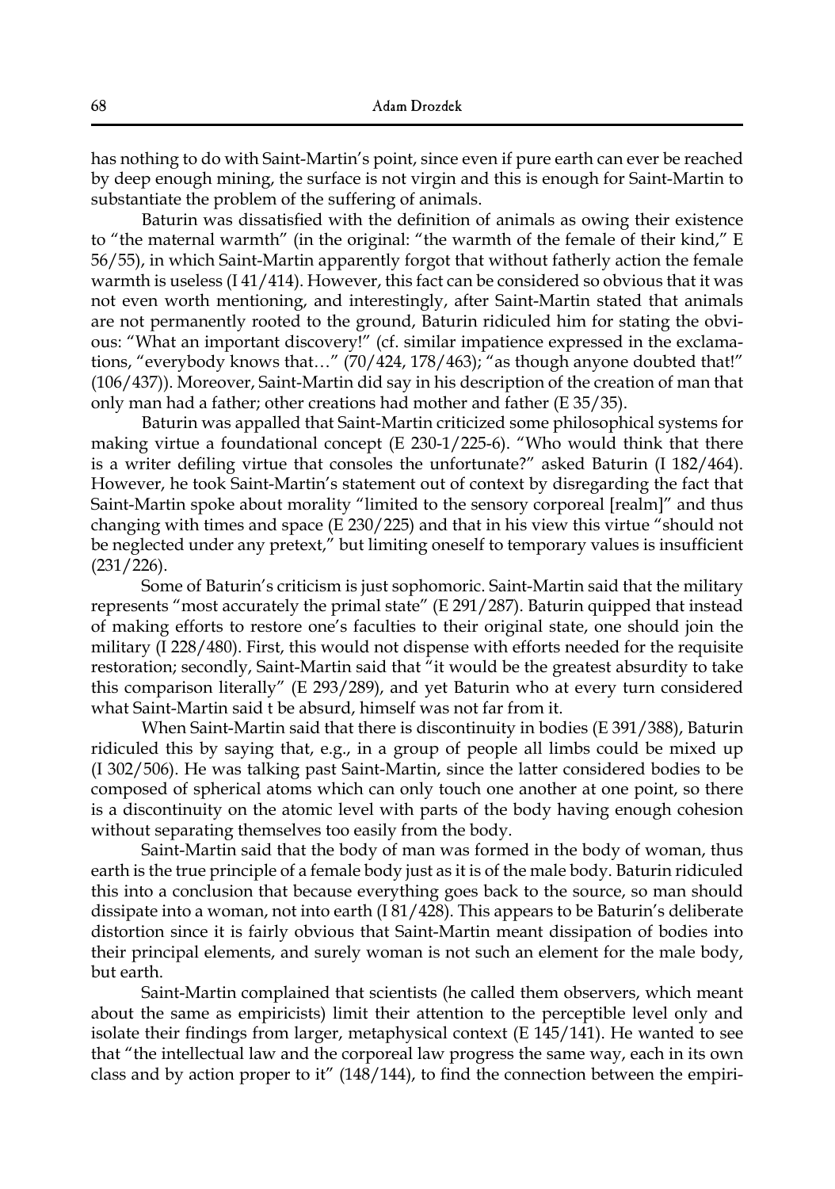has nothing to do with Saint-Martin's point, since even if pure earth can ever be reached by deep enough mining, the surface is not virgin and this is enough for Saint-Martin to substantiate the problem of the suffering of animals.

Baturin was dissatisfied with the definition of animals as owing their existence to "the maternal warmth" (in the original: "the warmth of the female of their kind," E 56/55), in which Saint-Martin apparently forgot that without fatherly action the female warmth is useless (I 41/414). However, this fact can be considered so obvious that it was not even worth mentioning, and interestingly, after Saint-Martin stated that animals are not permanently rooted to the ground, Baturin ridiculed him for stating the obvious: "What an important discovery!" (cf. similar impatience expressed in the exclamations, "everybody knows that…" (70/424, 178/463); "as though anyone doubted that!" (106/437)). Moreover, Saint-Martin did say in his description of the creation of man that only man had a father; other creations had mother and father (E 35/35).

Baturin was appalled that Saint-Martin criticized some philosophical systems for making virtue a foundational concept (E 230-1/225-6). "Who would think that there is a writer defiling virtue that consoles the unfortunate?" asked Baturin (I 182/464). However, he took Saint-Martin's statement out of context by disregarding the fact that Saint-Martin spoke about morality "limited to the sensory corporeal [realm]" and thus changing with times and space (E 230/225) and that in his view this virtue "should not be neglected under any pretext," but limiting oneself to temporary values is insufficient (231/226).

Some of Baturin's criticism is just sophomoric. Saint-Martin said that the military represents "most accurately the primal state" (E 291/287). Baturin quipped that instead of making efforts to restore one's faculties to their original state, one should join the military (I 228/480). First, this would not dispense with efforts needed for the requisite restoration; secondly, Saint-Martin said that "it would be the greatest absurdity to take this comparison literally" (E 293/289), and yet Baturin who at every turn considered what Saint-Martin said t be absurd, himself was not far from it.

When Saint-Martin said that there is discontinuity in bodies (E 391/388), Baturin ridiculed this by saying that, e.g., in a group of people all limbs could be mixed up (I 302/506). He was talking past Saint-Martin, since the latter considered bodies to be composed of spherical atoms which can only touch one another at one point, so there is a discontinuity on the atomic level with parts of the body having enough cohesion without separating themselves too easily from the body.

Saint-Martin said that the body of man was formed in the body of woman, thus earth is the true principle of a female body just as it is of the male body. Baturin ridiculed this into a conclusion that because everything goes back to the source, so man should dissipate into a woman, not into earth (I 81/428). This appears to be Baturin's deliberate distortion since it is fairly obvious that Saint-Martin meant dissipation of bodies into their principal elements, and surely woman is not such an element for the male body, but earth.

Saint-Martin complained that scientists (he called them observers, which meant about the same as empiricists) limit their attention to the perceptible level only and isolate their findings from larger, metaphysical context (E 145/141). He wanted to see that "the intellectual law and the corporeal law progress the same way, each in its own class and by action proper to it" (148/144), to find the connection between the empiri-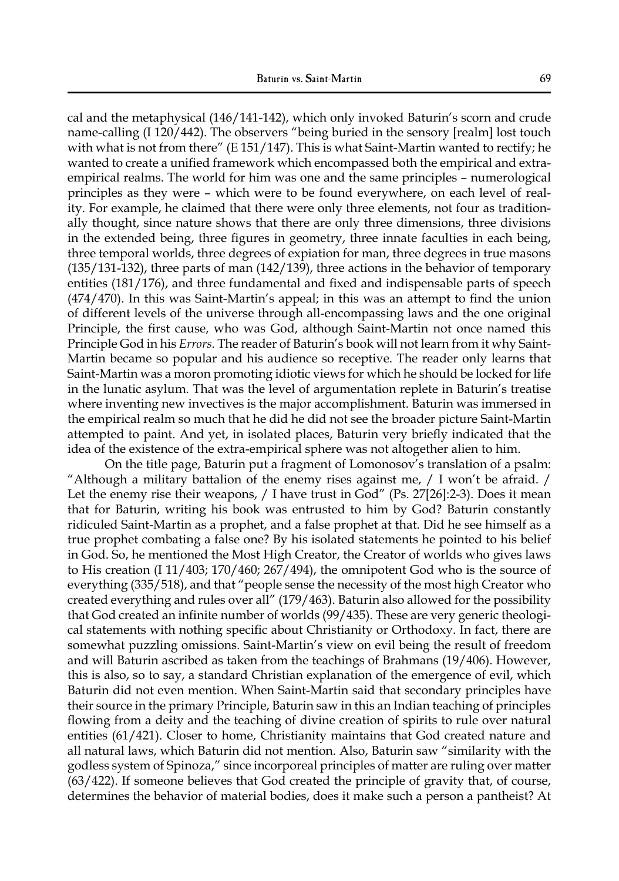cal and the metaphysical (146/141-142), which only invoked Baturin's scorn and crude name-calling (I 120/442). The observers "being buried in the sensory [realm] lost touch with what is not from there" (E 151/147). This is what Saint-Martin wanted to rectify; he wanted to create a unified framework which encompassed both the empirical and extra-empirical realms. The world for him was one and the same principles – numerological principles as they were – which were to be found everywhere, on each level of reality. For example, he claimed that there were only three elements, not four as traditionally thought, since nature shows that there are only three dimensions, three divisions in the extended being, three figures in geometry, three innate faculties in each being, three temporal worlds, three degrees of expiation for man, three degrees in true masons (135/131-132), three parts of man (142/139), three actions in the behavior of temporary entities (181/176), and three fundamental and fixed and indispensable parts of speech (474/470). In this was Saint-Martin's appeal; in this was an attempt to find the union of different levels of the universe through all-encompassing laws and the one original Principle, the first cause, who was God, although Saint-Martin not once named this Principle God in his *Errors*. The reader of Baturin's book will not learn from it why Saint-Martin became so popular and his audience so receptive. The reader only learns that Saint-Martin was a moron promoting idiotic views for which he should be locked for life in the lunatic asylum. That was the level of argumentation replete in Baturin's treatise where inventing new invectives is the major accomplishment. Baturin was immersed in the empirical realm so much that he did he did not see the broader picture Saint-Martin attempted to paint. And yet, in isolated places, Baturin very briefly indicated that the idea of the existence of the extra-empirical sphere was not altogether alien to him.

On the title page, Baturin put a fragment of Lomonosov's translation of a psalm: "Although a military battalion of the enemy rises against me, / I won't be afraid. / Let the enemy rise their weapons, / I have trust in God" (Ps. 27[26]:2-3). Does it mean that for Baturin, writing his book was entrusted to him by God? Baturin constantly ridiculed Saint-Martin as a prophet, and a false prophet at that. Did he see himself as a true prophet combating a false one? By his isolated statements he pointed to his belief in God. So, he mentioned the Most High Creator, the Creator of worlds who gives laws to His creation (I 11/403; 170/460; 267/494), the omnipotent God who is the source of everything (335/518), and that "people sense the necessity of the most high Creator who created everything and rules over all" (179/463). Baturin also allowed for the possibility that God created an infinite number of worlds (99/435). These are very generic theological statements with nothing specific about Christianity or Orthodoxy. In fact, there are somewhat puzzling omissions. Saint-Martin's view on evil being the result of freedom and will Baturin ascribed as taken from the teachings of Brahmans (19/406). However, this is also, so to say, a standard Christian explanation of the emergence of evil, which Baturin did not even mention. When Saint-Martin said that secondary principles have their source in the primary Principle, Baturin saw in this an Indian teaching of principles flowing from a deity and the teaching of divine creation of spirits to rule over natural entities (61/421). Closer to home, Christianity maintains that God created nature and all natural laws, which Baturin did not mention. Also, Baturin saw "similarity with the godless system of Spinoza," since incorporeal principles of matter are ruling over matter (63/422). If someone believes that God created the principle of gravity that, of course, determines the behavior of material bodies, does it make such a person a pantheist? At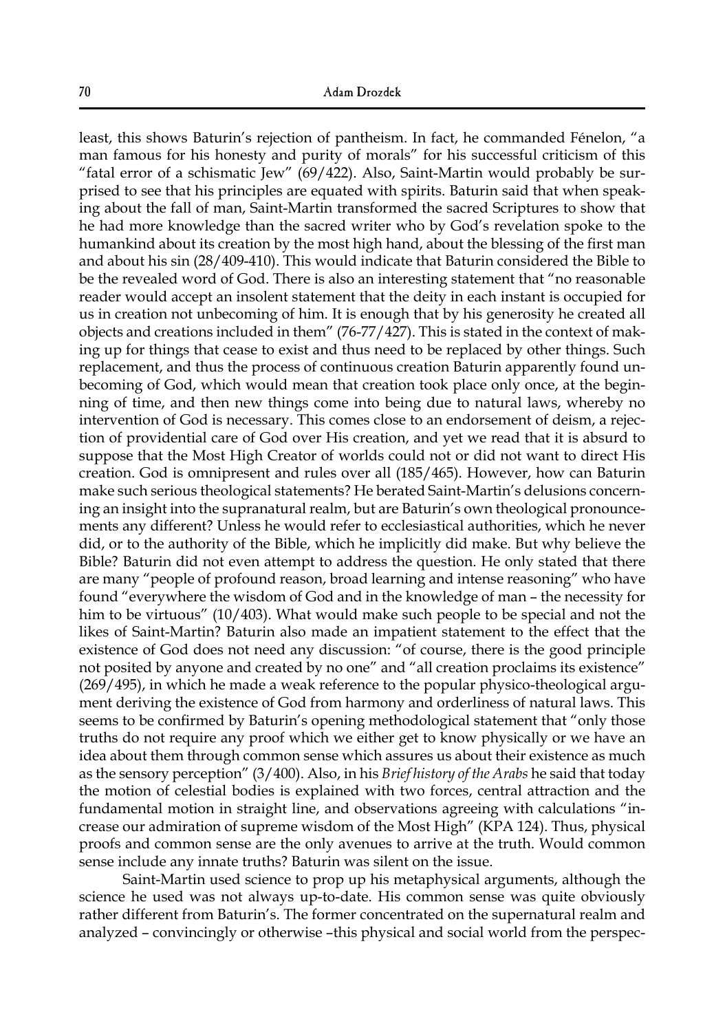least, this shows Baturin's rejection of pantheism. In fact, he commanded Fénelon, "a man famous for his honesty and purity of morals" for his successful criticism of this "fatal error of a schismatic Jew" (69/422). Also, Saint-Martin would probably be surprised to see that his principles are equated with spirits. Baturin said that when speaking about the fall of man, Saint-Martin transformed the sacred Scriptures to show that he had more knowledge than the sacred writer who by God's revelation spoke to the humankind about its creation by the most high hand, about the blessing of the first man and about his sin (28/409-410). This would indicate that Baturin considered the Bible to be the revealed word of God. There is also an interesting statement that "no reasonable reader would accept an insolent statement that the deity in each instant is occupied for us in creation not unbecoming of him. It is enough that by his generosity he created all objects and creations included in them" (76-77/427). This is stated in the context of making up for things that cease to exist and thus need to be replaced by other things. Such replacement, and thus the process of continuous creation Baturin apparently found unbecoming of God, which would mean that creation took place only once, at the beginning of time, and then new things come into being due to natural laws, whereby no intervention of God is necessary. This comes close to an endorsement of deism, a rejection of providential care of God over His creation, and yet we read that it is absurd to suppose that the Most High Creator of worlds could not or did not want to direct His creation. God is omnipresent and rules over all (185/465). However, how can Baturin make such serious theological statements? He berated Saint-Martin's delusions concerning an insight into the supranatural realm, but are Baturin's own theological pronouncements any different? Unless he would refer to ecclesiastical authorities, which he never did, or to the authority of the Bible, which he implicitly did make. But why believe the Bible? Baturin did not even attempt to address the question. He only stated that there are many "people of profound reason, broad learning and intense reasoning" who have found "everywhere the wisdom of God and in the knowledge of man – the necessity for him to be virtuous" (10/403). What would make such people to be special and not the likes of Saint-Martin? Baturin also made an impatient statement to the effect that the existence of God does not need any discussion: "of course, there is the good principle not posited by anyone and created by no one" and "all creation proclaims its existence" (269/495), in which he made a weak reference to the popular physico-theological argument deriving the existence of God from harmony and orderliness of natural laws. This seems to be confirmed by Baturin's opening methodological statement that "only those truths do not require any proof which we either get to know physically or we have an idea about them through common sense which assures us about their existence as much as the sensory perception" (3/400). Also, in his *Brief history of the Arabs* he said that today the motion of celestial bodies is explained with two forces, central attraction and the fundamental motion in straight line, and observations agreeing with calculations "increase our admiration of supreme wisdom of the Most High" (KPA 124). Thus, physical proofs and common sense are the only avenues to arrive at the truth. Would common sense include any innate truths? Baturin was silent on the issue.

Saint-Martin used science to prop up his metaphysical arguments, although the science he used was not always up-to-date. His common sense was quite obviously rather different from Baturin's. The former concentrated on the supernatural realm and analyzed – convincingly or otherwise –this physical and social world from the perspec-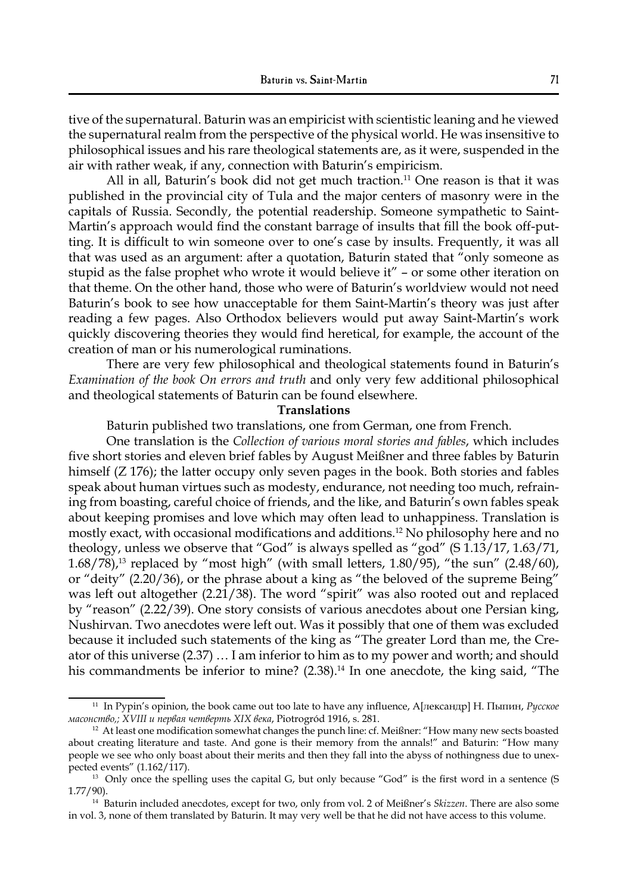tive of the supernatural. Baturin was an empiricist with scientistic leaning and he viewed the supernatural realm from the perspective of the physical world. He was insensitive to philosophical issues and his rare theological statements are, as it were, suspended in the air with rather weak, if any, connection with Baturin's empiricism.

All in all, Baturin's book did not get much traction.[11] One reason is that it was published in the provincial city of Tula and the major centers of masonry were in the capitals of Russia. Secondly, the potential readership. Someone sympathetic to Saint-Martin's approach would find the constant barrage of insults that fill the book off-putting. It is difficult to win someone over to one's case by insults. Frequently, it was all that was used as an argument: after a quotation, Baturin stated that "only someone as stupid as the false prophet who wrote it would believe it" – or some other iteration on that theme. On the other hand, those who were of Baturin's worldview would not need Baturin's book to see how unacceptable for them Saint-Martin's theory was just after reading a few pages. Also Orthodox believers would put away Saint-Martin's work quickly discovering theories they would find heretical, for example, the account of the creation of man or his numerological ruminations.

There are very few philosophical and theological statements found in Baturin's *Examination of the book On errors and truth* and only very few additional philosophical and theological statements of Baturin can be found elsewhere.

**Translations**

Baturin published two translations, one from German, one from French.

One translation is the *Collection of various moral stories and fables*, which includes five short stories and eleven brief fables by August Meißner and three fables by Baturin himself (Z 176); the latter occupy only seven pages in the book. Both stories and fables speak about human virtues such as modesty, endurance, not needing too much, refraining from boasting, careful choice of friends, and the like, and Baturin's own fables speak about keeping promises and love which may often lead to unhappiness. Translation is mostly exact, with occasional modifications and additions.[12] No philosophy here and no theology, unless we observe that "God" is always spelled as "god" (S 1.13/17, 1.63/71, 1.68/78),[13] replaced by "most high" (with small letters, 1.80/95), "the sun" (2.48/60), or "deity" (2.20/36), or the phrase about a king as "the beloved of the supreme Being" was left out altogether (2.21/38). The word "spirit" was also rooted out and replaced by "reason" (2.22/39). One story consists of various anecdotes about one Persian king, Nushirvan. Two anecdotes were left out. Was it possibly that one of them was excluded because it included such statements of the king as "The greater Lord than me, the Creator of this universe (2.37) … I am inferior to him as to my power and worth; and should his commandments be inferior to mine? (2.38).[14] In one anecdote, the king said, "The

---

[11] In Pypin's opinion, the book came out too late to have any influence, А[лександр] Н. Пыпин, *Русское масонство,; XVIII и первая четверть XIX века*, Piotrogród 1916, s. 281.

[12] At least one modification somewhat changes the punch line: cf. Meißner: "How many new sects boasted about creating literature and taste. And gone is their memory from the annals!" and Baturin: "How many people we see who only boast about their merits and then they fall into the abyss of nothingness due to unexpected events" (1.162/117).

[13] Only once the spelling uses the capital G, but only because "God" is the first word in a sentence (S 1.77/90).

[14] Baturin included anecdotes, except for two, only from vol. 2 of Meißner's *Skizzen*. There are also some in vol. 3, none of them translated by Baturin. It may very well be that he did not have access to this volume.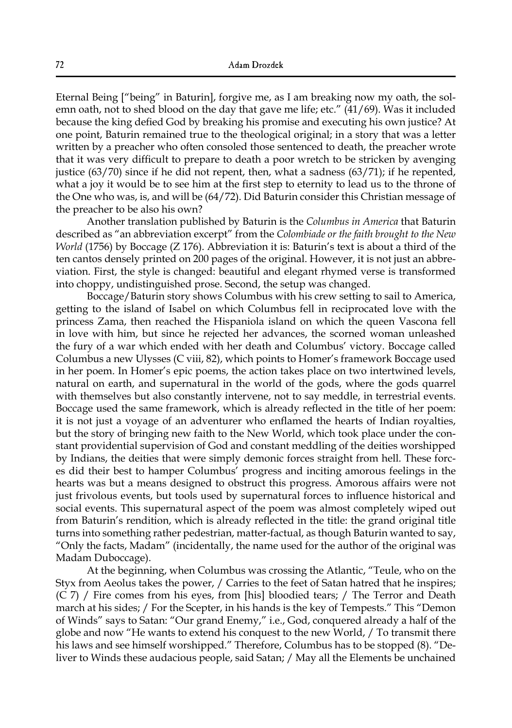Eternal Being ["being" in Baturin], forgive me, as I am breaking now my oath, the solemn oath, not to shed blood on the day that gave me life; etc." (41/69). Was it included because the king defied God by breaking his promise and executing his own justice? At one point, Baturin remained true to the theological original; in a story that was a letter written by a preacher who often consoled those sentenced to death, the preacher wrote that it was very difficult to prepare to death a poor wretch to be stricken by avenging justice (63/70) since if he did not repent, then, what a sadness (63/71); if he repented, what a joy it would be to see him at the first step to eternity to lead us to the throne of the One who was, is, and will be (64/72). Did Baturin consider this Christian message of the preacher to be also his own?

Another translation published by Baturin is the *Columbus in America* that Baturin described as "an abbreviation excerpt" from the *Colombiade or the faith brought to the New World* (1756) by Boccage (Z 176). Abbreviation it is: Baturin's text is about a third of the ten cantos densely printed on 200 pages of the original. However, it is not just an abbreviation. First, the style is changed: beautiful and elegant rhymed verse is transformed into choppy, undistinguished prose. Second, the setup was changed.

Boccage/Baturin story shows Columbus with his crew setting to sail to America, getting to the island of Isabel on which Columbus fell in reciprocated love with the princess Zama, then reached the Hispaniola island on which the queen Vascona fell in love with him, but since he rejected her advances, the scorned woman unleashed the fury of a war which ended with her death and Columbus' victory. Boccage called Columbus a new Ulysses (C viii, 82), which points to Homer's framework Boccage used in her poem. In Homer's epic poems, the action takes place on two intertwined levels, natural on earth, and supernatural in the world of the gods, where the gods quarrel with themselves but also constantly intervene, not to say meddle, in terrestrial events. Boccage used the same framework, which is already reflected in the title of her poem: it is not just a voyage of an adventurer who enflamed the hearts of Indian royalties, but the story of bringing new faith to the New World, which took place under the constant providential supervision of God and constant meddling of the deities worshipped by Indians, the deities that were simply demonic forces straight from hell. These forces did their best to hamper Columbus' progress and inciting amorous feelings in the hearts was but a means designed to obstruct this progress. Amorous affairs were not just frivolous events, but tools used by supernatural forces to influence historical and social events. This supernatural aspect of the poem was almost completely wiped out from Baturin's rendition, which is already reflected in the title: the grand original title turns into something rather pedestrian, matter-factual, as though Baturin wanted to say, "Only the facts, Madam" (incidentally, the name used for the author of the original was Madam Duboccage).

At the beginning, when Columbus was crossing the Atlantic, "Teule, who on the Styx from Aeolus takes the power, / Carries to the feet of Satan hatred that he inspires; (C 7) / Fire comes from his eyes, from [his] bloodied tears; / The Terror and Death march at his sides; / For the Scepter, in his hands is the key of Tempests." This "Demon of Winds" says to Satan: "Our grand Enemy," i.e., God, conquered already a half of the globe and now "He wants to extend his conquest to the new World, / To transmit there his laws and see himself worshipped." Therefore, Columbus has to be stopped (8). "Deliver to Winds these audacious people, said Satan; / May all the Elements be unchained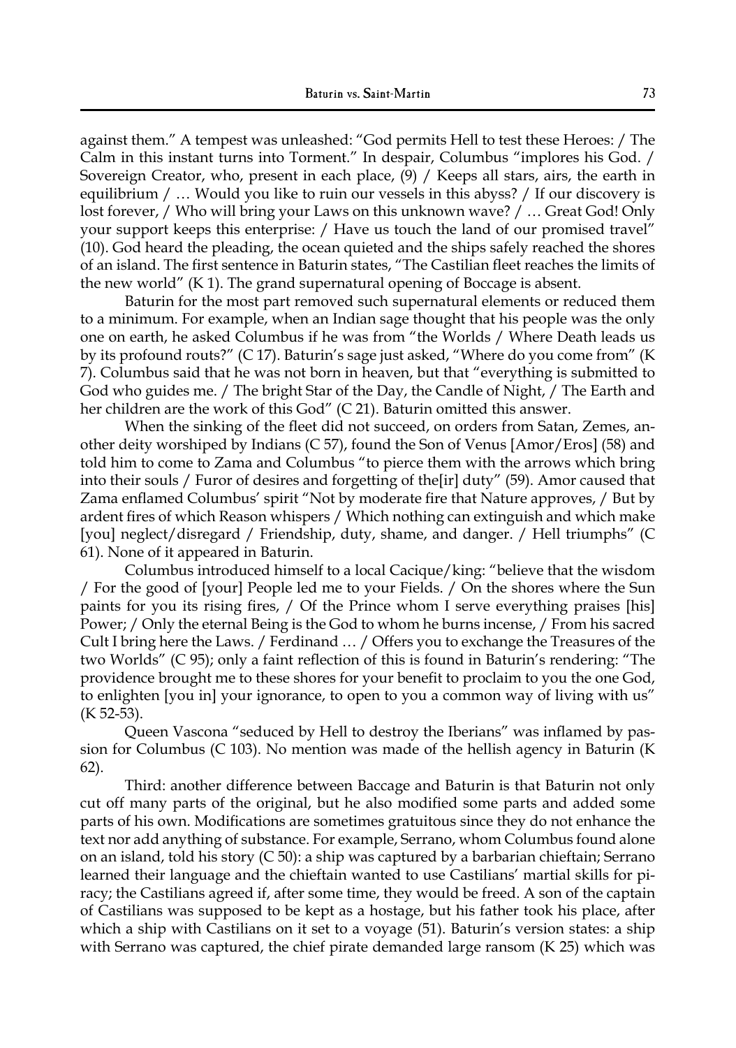against them." A tempest was unleashed: "God permits Hell to test these Heroes: / The Calm in this instant turns into Torment." In despair, Columbus "implores his God. / Sovereign Creator, who, present in each place, (9) / Keeps all stars, airs, the earth in equilibrium / … Would you like to ruin our vessels in this abyss? / If our discovery is lost forever, / Who will bring your Laws on this unknown wave? / … Great God! Only your support keeps this enterprise: / Have us touch the land of our promised travel" (10). God heard the pleading, the ocean quieted and the ships safely reached the shores of an island. The first sentence in Baturin states, "The Castilian fleet reaches the limits of the new world" (K 1). The grand supernatural opening of Boccage is absent.

Baturin for the most part removed such supernatural elements or reduced them to a minimum. For example, when an Indian sage thought that his people was the only one on earth, he asked Columbus if he was from "the Worlds / Where Death leads us by its profound routs?" (C 17). Baturin's sage just asked, "Where do you come from" (K 7). Columbus said that he was not born in heaven, but that "everything is submitted to God who guides me. / The bright Star of the Day, the Candle of Night, / The Earth and her children are the work of this God" (C 21). Baturin omitted this answer.

When the sinking of the fleet did not succeed, on orders from Satan, Zemes, another deity worshiped by Indians (C 57), found the Son of Venus [Amor/Eros] (58) and told him to come to Zama and Columbus "to pierce them with the arrows which bring into their souls / Furor of desires and forgetting of the[ir] duty" (59). Amor caused that Zama enflamed Columbus' spirit "Not by moderate fire that Nature approves, / But by ardent fires of which Reason whispers / Which nothing can extinguish and which make [you] neglect/disregard / Friendship, duty, shame, and danger. / Hell triumphs" (C 61). None of it appeared in Baturin.

Columbus introduced himself to a local Cacique/king: "believe that the wisdom / For the good of [your] People led me to your Fields. / On the shores where the Sun paints for you its rising fires, / Of the Prince whom I serve everything praises [his] Power; / Only the eternal Being is the God to whom he burns incense, / From his sacred Cult I bring here the Laws. / Ferdinand … / Offers you to exchange the Treasures of the two Worlds" (C 95); only a faint reflection of this is found in Baturin's rendering: "The providence brought me to these shores for your benefit to proclaim to you the one God, to enlighten [you in] your ignorance, to open to you a common way of living with us" (K 52-53).

Queen Vascona "seduced by Hell to destroy the Iberians" was inflamed by passion for Columbus (C 103). No mention was made of the hellish agency in Baturin (K 62).

Third: another difference between Baccage and Baturin is that Baturin not only cut off many parts of the original, but he also modified some parts and added some parts of his own. Modifications are sometimes gratuitous since they do not enhance the text nor add anything of substance. For example, Serrano, whom Columbus found alone on an island, told his story (C 50): a ship was captured by a barbarian chieftain; Serrano learned their language and the chieftain wanted to use Castilians' martial skills for piracy; the Castilians agreed if, after some time, they would be freed. A son of the captain of Castilians was supposed to be kept as a hostage, but his father took his place, after which a ship with Castilians on it set to a voyage (51). Baturin's version states: a ship with Serrano was captured, the chief pirate demanded large ransom (K 25) which was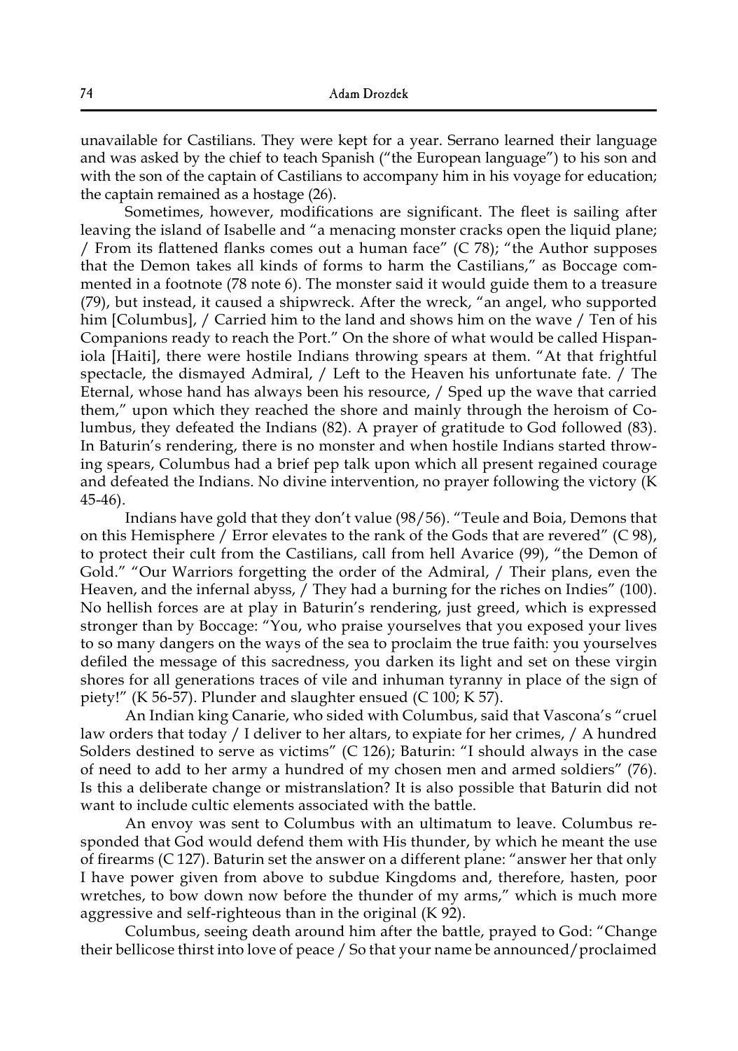unavailable for Castilians. They were kept for a year. Serrano learned their language and was asked by the chief to teach Spanish ("the European language") to his son and with the son of the captain of Castilians to accompany him in his voyage for education; the captain remained as a hostage (26).

Sometimes, however, modifications are significant. The fleet is sailing after leaving the island of Isabelle and "a menacing monster cracks open the liquid plane; / From its flattened flanks comes out a human face" (C 78); "the Author supposes that the Demon takes all kinds of forms to harm the Castilians," as Boccage commented in a footnote (78 note 6). The monster said it would guide them to a treasure (79), but instead, it caused a shipwreck. After the wreck, "an angel, who supported him [Columbus], / Carried him to the land and shows him on the wave / Ten of his Companions ready to reach the Port." On the shore of what would be called Hispaniola [Haiti], there were hostile Indians throwing spears at them. "At that frightful spectacle, the dismayed Admiral, / Left to the Heaven his unfortunate fate. / The Eternal, whose hand has always been his resource, / Sped up the wave that carried them," upon which they reached the shore and mainly through the heroism of Columbus, they defeated the Indians (82). A prayer of gratitude to God followed (83). In Baturin's rendering, there is no monster and when hostile Indians started throwing spears, Columbus had a brief pep talk upon which all present regained courage and defeated the Indians. No divine intervention, no prayer following the victory (K 45-46).

Indians have gold that they don't value (98/56). "Teule and Boia, Demons that on this Hemisphere / Error elevates to the rank of the Gods that are revered" (C 98), to protect their cult from the Castilians, call from hell Avarice (99), "the Demon of Gold." "Our Warriors forgetting the order of the Admiral, / Their plans, even the Heaven, and the infernal abyss, / They had a burning for the riches on Indies" (100). No hellish forces are at play in Baturin's rendering, just greed, which is expressed stronger than by Boccage: "You, who praise yourselves that you exposed your lives to so many dangers on the ways of the sea to proclaim the true faith: you yourselves defiled the message of this sacredness, you darken its light and set on these virgin shores for all generations traces of vile and inhuman tyranny in place of the sign of piety!" (K 56-57). Plunder and slaughter ensued (C 100; K 57).

An Indian king Canarie, who sided with Columbus, said that Vascona's "cruel law orders that today / I deliver to her altars, to expiate for her crimes, / A hundred Solders destined to serve as victims" (C 126); Baturin: "I should always in the case of need to add to her army a hundred of my chosen men and armed soldiers" (76). Is this a deliberate change or mistranslation? It is also possible that Baturin did not want to include cultic elements associated with the battle.

An envoy was sent to Columbus with an ultimatum to leave. Columbus responded that God would defend them with His thunder, by which he meant the use of firearms (C 127). Baturin set the answer on a different plane: "answer her that only I have power given from above to subdue Kingdoms and, therefore, hasten, poor wretches, to bow down now before the thunder of my arms," which is much more aggressive and self-righteous than in the original (K 92).

Columbus, seeing death around him after the battle, prayed to God: "Change their bellicose thirst into love of peace / So that your name be announced/proclaimed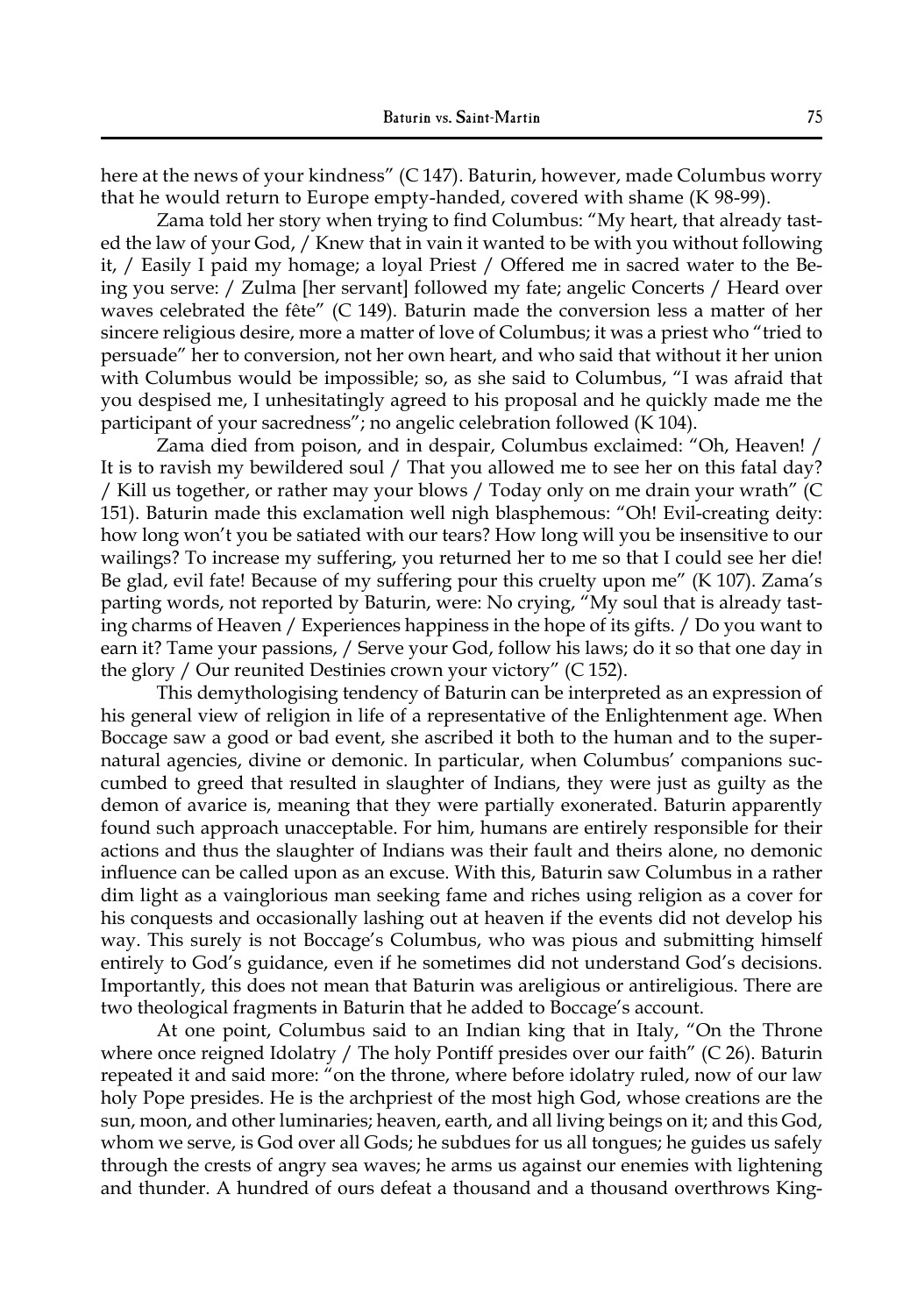here at the news of your kindness" (C 147). Baturin, however, made Columbus worry that he would return to Europe empty-handed, covered with shame (K 98-99).

Zama told her story when trying to find Columbus: "My heart, that already tasted the law of your God, / Knew that in vain it wanted to be with you without following it, / Easily I paid my homage; a loyal Priest / Offered me in sacred water to the Being you serve: / Zulma [her servant] followed my fate; angelic Concerts / Heard over waves celebrated the fête" (C 149). Baturin made the conversion less a matter of her sincere religious desire, more a matter of love of Columbus; it was a priest who "tried to persuade" her to conversion, not her own heart, and who said that without it her union with Columbus would be impossible; so, as she said to Columbus, "I was afraid that you despised me, I unhesitatingly agreed to his proposal and he quickly made me the participant of your sacredness"; no angelic celebration followed (K 104).

Zama died from poison, and in despair, Columbus exclaimed: "Oh, Heaven! / It is to ravish my bewildered soul / That you allowed me to see her on this fatal day? / Kill us together, or rather may your blows / Today only on me drain your wrath" (C 151). Baturin made this exclamation well nigh blasphemous: "Oh! Evil-creating deity: how long won't you be satiated with our tears? How long will you be insensitive to our wailings? To increase my suffering, you returned her to me so that I could see her die! Be glad, evil fate! Because of my suffering pour this cruelty upon me" (K 107). Zama's parting words, not reported by Baturin, were: No crying, "My soul that is already tasting charms of Heaven / Experiences happiness in the hope of its gifts. / Do you want to earn it? Tame your passions, / Serve your God, follow his laws; do it so that one day in the glory / Our reunited Destinies crown your victory" (C 152).

This demythologising tendency of Baturin can be interpreted as an expression of his general view of religion in life of a representative of the Enlightenment age. When Boccage saw a good or bad event, she ascribed it both to the human and to the supernatural agencies, divine or demonic. In particular, when Columbus' companions succumbed to greed that resulted in slaughter of Indians, they were just as guilty as the demon of avarice is, meaning that they were partially exonerated. Baturin apparently found such approach unacceptable. For him, humans are entirely responsible for their actions and thus the slaughter of Indians was their fault and theirs alone, no demonic influence can be called upon as an excuse. With this, Baturin saw Columbus in a rather dim light as a vainglorious man seeking fame and riches using religion as a cover for his conquests and occasionally lashing out at heaven if the events did not develop his way. This surely is not Boccage's Columbus, who was pious and submitting himself entirely to God's guidance, even if he sometimes did not understand God's decisions. Importantly, this does not mean that Baturin was areligious or antireligious. There are two theological fragments in Baturin that he added to Boccage's account.

At one point, Columbus said to an Indian king that in Italy, "On the Throne where once reigned Idolatry / The holy Pontiff presides over our faith" (C 26). Baturin repeated it and said more: "on the throne, where before idolatry ruled, now of our law holy Pope presides. He is the archpriest of the most high God, whose creations are the sun, moon, and other luminaries; heaven, earth, and all living beings on it; and this God, whom we serve, is God over all Gods; he subdues for us all tongues; he guides us safely through the crests of angry sea waves; he arms us against our enemies with lightening and thunder. A hundred of ours defeat a thousand and a thousand overthrows King-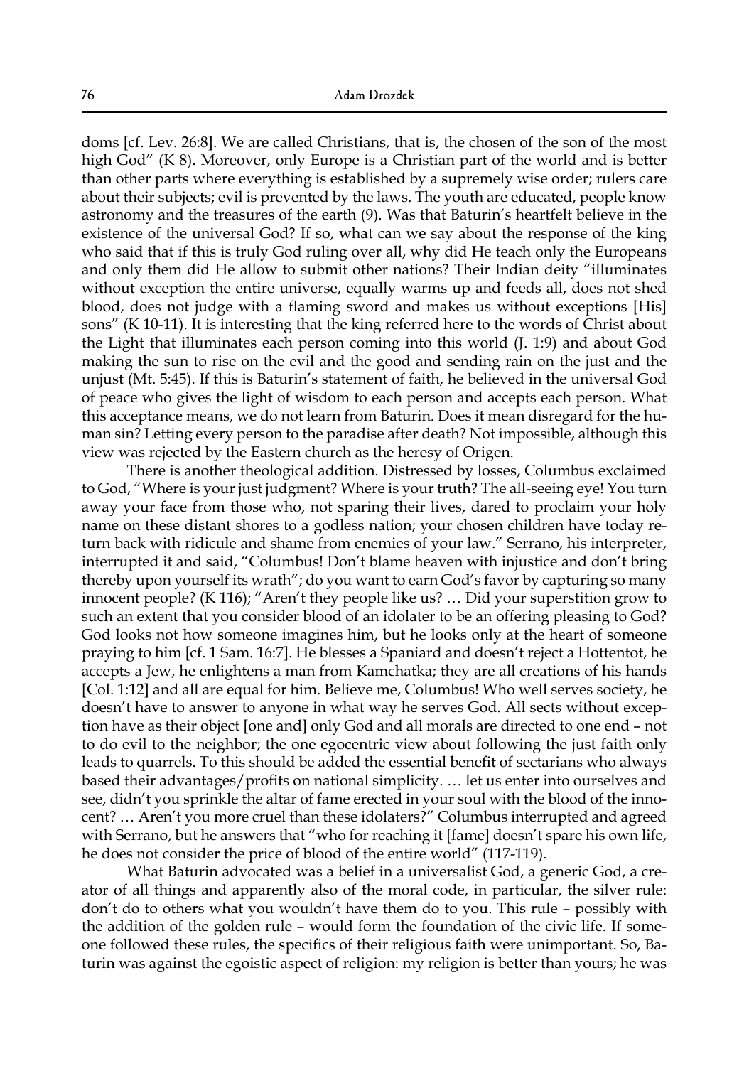doms [cf. Lev. 26:8]. We are called Christians, that is, the chosen of the son of the most high God" (K 8). Moreover, only Europe is a Christian part of the world and is better than other parts where everything is established by a supremely wise order; rulers care about their subjects; evil is prevented by the laws. The youth are educated, people know astronomy and the treasures of the earth (9). Was that Baturin's heartfelt believe in the existence of the universal God? If so, what can we say about the response of the king who said that if this is truly God ruling over all, why did He teach only the Europeans and only them did He allow to submit other nations? Their Indian deity "illuminates without exception the entire universe, equally warms up and feeds all, does not shed blood, does not judge with a flaming sword and makes us without exceptions [His] sons" (K 10-11). It is interesting that the king referred here to the words of Christ about the Light that illuminates each person coming into this world (J. 1:9) and about God making the sun to rise on the evil and the good and sending rain on the just and the unjust (Mt. 5:45). If this is Baturin's statement of faith, he believed in the universal God of peace who gives the light of wisdom to each person and accepts each person. What this acceptance means, we do not learn from Baturin. Does it mean disregard for the human sin? Letting every person to the paradise after death? Not impossible, although this view was rejected by the Eastern church as the heresy of Origen.

There is another theological addition. Distressed by losses, Columbus exclaimed to God, "Where is your just judgment? Where is your truth? The all-seeing eye! You turn away your face from those who, not sparing their lives, dared to proclaim your holy name on these distant shores to a godless nation; your chosen children have today return back with ridicule and shame from enemies of your law." Serrano, his interpreter, interrupted it and said, "Columbus! Don't blame heaven with injustice and don't bring thereby upon yourself its wrath"; do you want to earn God's favor by capturing so many innocent people? (K 116); "Aren't they people like us? … Did your superstition grow to such an extent that you consider blood of an idolater to be an offering pleasing to God? God looks not how someone imagines him, but he looks only at the heart of someone praying to him [cf. 1 Sam. 16:7]. He blesses a Spaniard and doesn't reject a Hottentot, he accepts a Jew, he enlightens a man from Kamchatka; they are all creations of his hands [Col. 1:12] and all are equal for him. Believe me, Columbus! Who well serves society, he doesn't have to answer to anyone in what way he serves God. All sects without exception have as their object [one and] only God and all morals are directed to one end – not to do evil to the neighbor; the one egocentric view about following the just faith only leads to quarrels. To this should be added the essential benefit of sectarians who always based their advantages/profits on national simplicity. … let us enter into ourselves and see, didn't you sprinkle the altar of fame erected in your soul with the blood of the innocent? … Aren't you more cruel than these idolaters?" Columbus interrupted and agreed with Serrano, but he answers that "who for reaching it [fame] doesn't spare his own life, he does not consider the price of blood of the entire world" (117-119).

What Baturin advocated was a belief in a universalist God, a generic God, a creator of all things and apparently also of the moral code, in particular, the silver rule: don't do to others what you wouldn't have them do to you. This rule – possibly with the addition of the golden rule – would form the foundation of the civic life. If someone followed these rules, the specifics of their religious faith were unimportant. So, Baturin was against the egoistic aspect of religion: my religion is better than yours; he was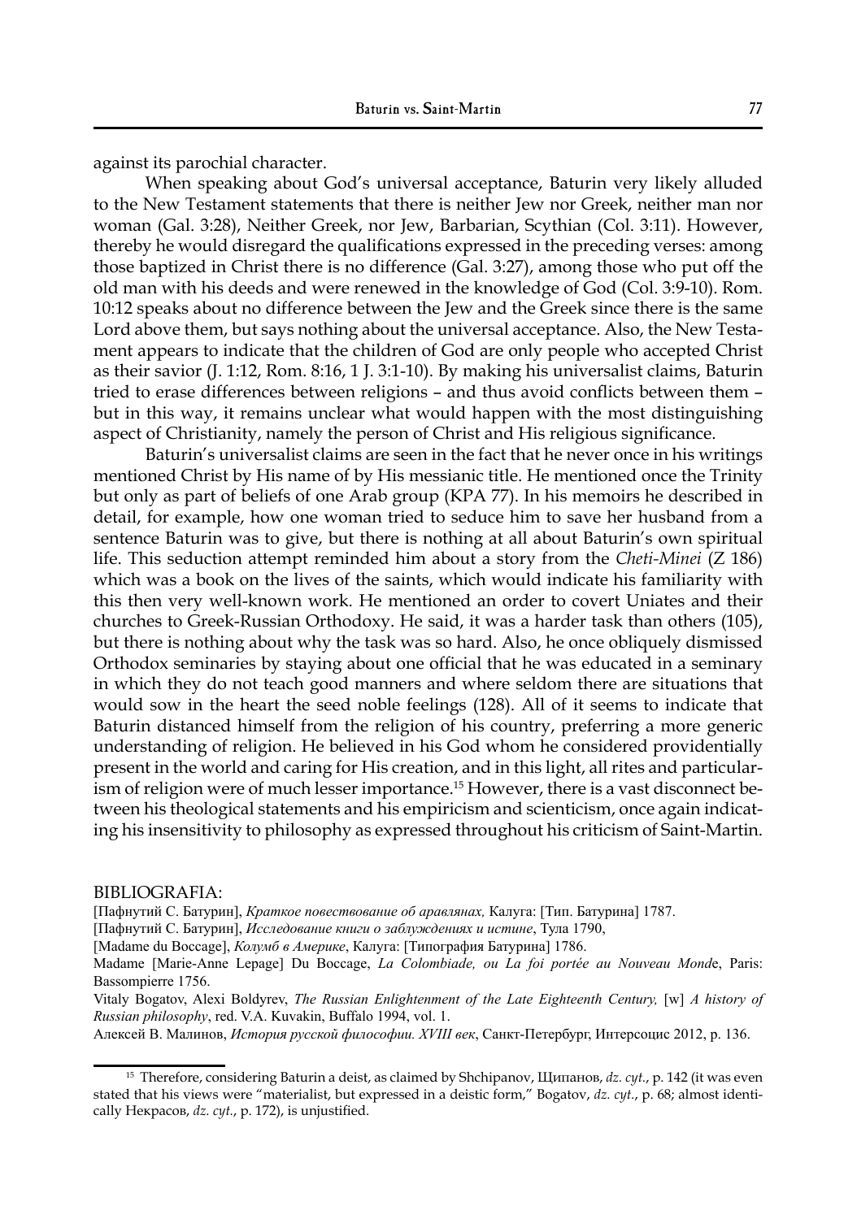against its parochial character.

When speaking about God's universal acceptance, Baturin very likely alluded to the New Testament statements that there is neither Jew nor Greek, neither man nor woman (Gal. 3:28), Neither Greek, nor Jew, Barbarian, Scythian (Col. 3:11). However, thereby he would disregard the qualifications expressed in the preceding verses: among those baptized in Christ there is no difference (Gal. 3:27), among those who put off the old man with his deeds and were renewed in the knowledge of God (Col. 3:9-10). Rom. 10:12 speaks about no difference between the Jew and the Greek since there is the same Lord above them, but says nothing about the universal acceptance. Also, the New Testament appears to indicate that the children of God are only people who accepted Christ as their savior (J. 1:12, Rom. 8:16, 1 J. 3:1-10). By making his universalist claims, Baturin tried to erase differences between religions – and thus avoid conflicts between them – but in this way, it remains unclear what would happen with the most distinguishing aspect of Christianity, namely the person of Christ and His religious significance.

Baturin's universalist claims are seen in the fact that he never once in his writings mentioned Christ by His name of by His messianic title. He mentioned once the Trinity but only as part of beliefs of one Arab group (KPA 77). In his memoirs he described in detail, for example, how one woman tried to seduce him to save her husband from a sentence Baturin was to give, but there is nothing at all about Baturin's own spiritual life. This seduction attempt reminded him about a story from the *Cheti-Minei* (Z 186) which was a book on the lives of the saints, which would indicate his familiarity with this then very well-known work. He mentioned an order to covert Uniates and their churches to Greek-Russian Orthodoxy. He said, it was a harder task than others (105), but there is nothing about why the task was so hard. Also, he once obliquely dismissed Orthodox seminaries by staying about one official that he was educated in a seminary in which they do not teach good manners and where seldom there are situations that would sow in the heart the seed noble feelings (128). All of it seems to indicate that Baturin distanced himself from the religion of his country, preferring a more generic understanding of religion. He believed in his God whom he considered providentially present in the world and caring for His creation, and in this light, all rites and particularism of religion were of much lesser importance.[15] However, there is a vast disconnect between his theological statements and his empiricism and scienticism, once again indicating his insensitivity to philosophy as expressed throughout his criticism of Saint-Martin.

BIBLIOGRAFIA:

[Пафнутий С. Батурин], *Краткое повествование об аравлянах,* Калуга: [Тип. Батурина] 1787.

[Пафнутий С. Батурин], *Исследование книги о заблуждениях и истине*, Тула 1790,

[Madame du Boccage], *Колумб в Америке*, Калуга: [Типография Батурина] 1786.

Madame [Marie-Anne Lepage] Du Boccage, *La Colombiade, ou La foi portée au Nouveau Monde*, Paris: Bassompierre 1756.

Vitaly Bogatov, Alexi Boldyrev, *The Russian Enlightenment of the Late Eighteenth Century,* [w] *A history of Russian philosophy*, red. V.A. Kuvakin, Buffalo 1994, vol. 1.

Алексей В. Малинов, *История русской философии. XVIII век*, Санкт-Петербург, Интерсоцис 2012, p. 136.

[15] Therefore, considering Baturin a deist, as claimed by Shchipanov, Щипанов, *dz. cyt.*, p. 142 (it was even stated that his views were "materialist, but expressed in a deistic form," Bogatov, *dz. cyt.*, p. 68; almost identically Некрасов, *dz. cyt.*, p. 172), is unjustified.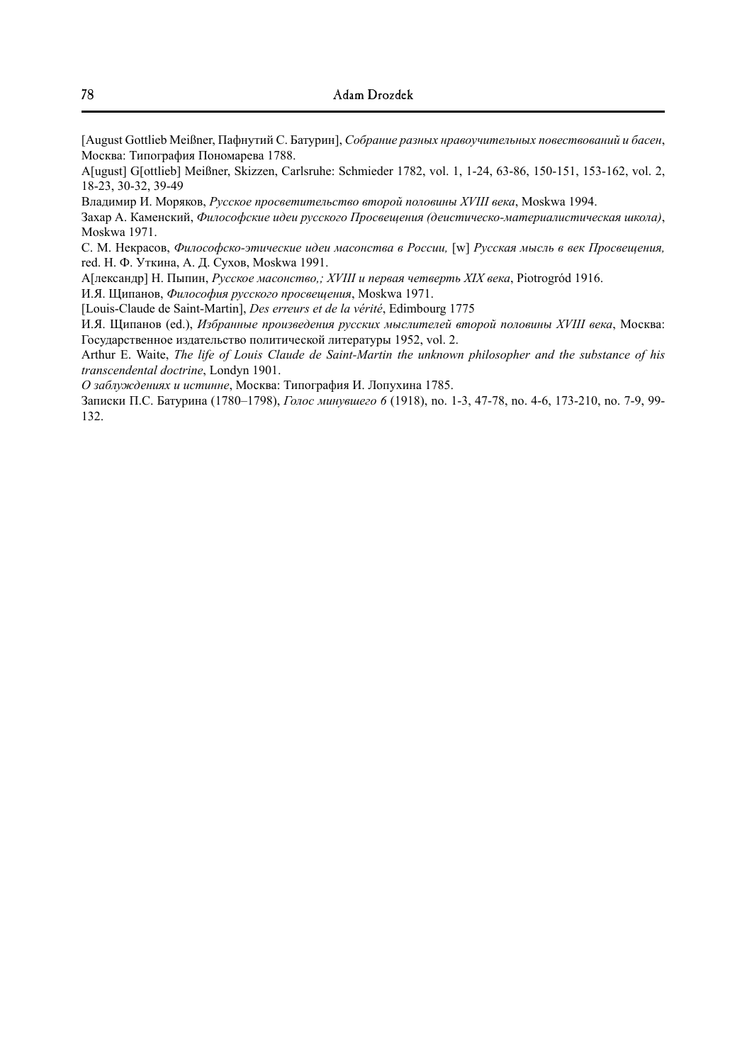[August Gottlieb Meißner, Пафнутий С. Батурин], *Собрание разных нравоучительных повествований и басен*, Москва: Типография Пономарева 1788.

A[ugust] G[ottlieb] Meißner, Skizzen, Carlsruhe: Schmieder 1782, vol. 1, 1-24, 63-86, 150-151, 153-162, vol. 2, 18-23, 30-32, 39-49

Владимир И. Моряков, *Русское просветительство второй половины XVIII века*, Moskwa 1994.

Захар А. Каменский, *Философские идеи русского Просвещения (деистическо-материалистическая школа)*, Moskwa 1971.

С. М. Некрасов, *Философско-этические идеи масонства в России,* [w] *Русская мысль в век Просвещения,* red. Н. Ф. Уткина, А. Д. Сухов, Moskwa 1991.

А[лександр] Н. Пыпин, *Русское масонство,; XVIII и первая четверть XIX века*, Piotrogród 1916.

И.Я. Щипанов, *Философия русского просвещения*, Moskwa 1971.

[Louis-Claude de Saint-Martin], *Des erreurs et de la vérité*, Edimbourg 1775

И.Я. Щипанов (ed.), *Избранные произведения русских мыслителей второй половины XVIII века*, Москва: Государственное издательство политической литературы 1952, vol. 2.

Arthur E. Waite, *The life of Louis Claude de Saint-Martin the unknown philosopher and the substance of his transcendental doctrine*, Londyn 1901.

*О заблуждениях и истинне*, Москва: Типография И. Лопухина 1785.

Записки П.С. Батурина (1780–1798), *Голос минувшего 6* (1918), no. 1-3, 47-78, no. 4-6, 173-210, no. 7-9, 99-132.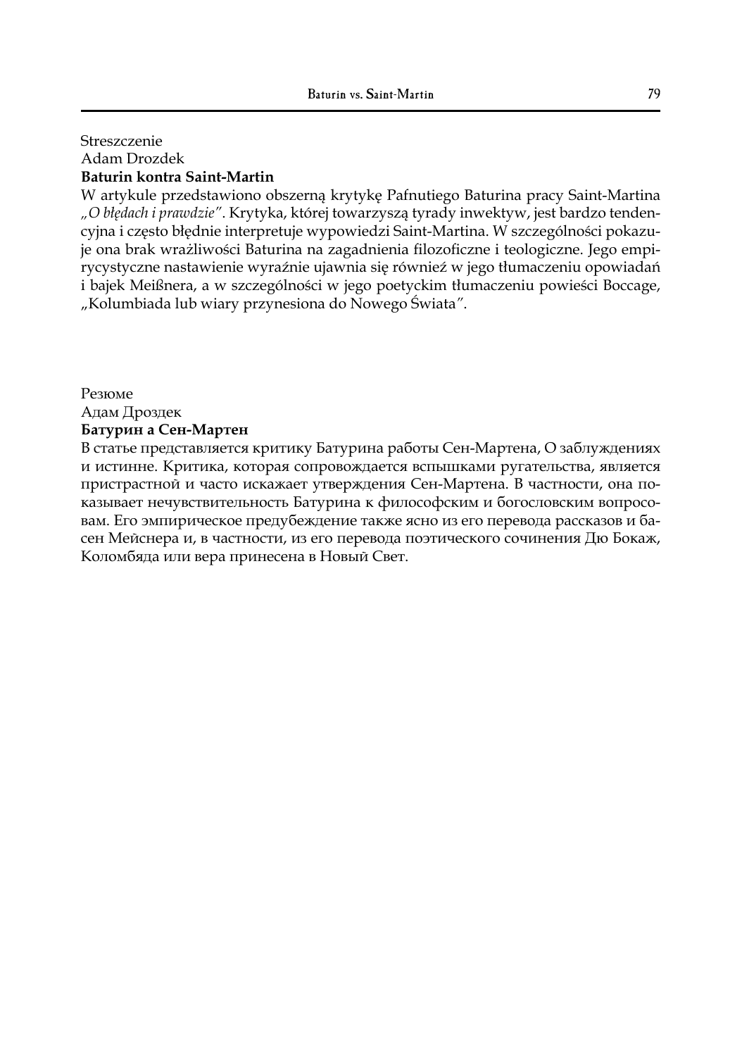Streszczenie
Adam Drozdek

**Baturin kontra Saint-Martin**

W artykule przedstawiono obszerną krytykę Pafnutiego Baturina pracy Saint-Martina *„O błędach i prawdzie"*. Krytyka, której towarzyszą tyrady inwektyw, jest bardzo tendencyjna i często błędnie interpretuje wypowiedzi Saint-Martina. W szczególności pokazuje ona brak wrażliwości Baturina na zagadnienia filozoficzne i teologiczne. Jego empirycystyczne nastawienie wyraźnie ujawnia się również w jego tłumaczeniu opowiadań i bajek Meißnera, a w szczególności w jego poetyckim tłumaczeniu powieści Boccage, „Kolumbiada lub wiary przynesiona do Nowego Świata".

Резюме
Адам Дроздек

**Батурин а Сен-Мартен**

В статье представляется критику Батурина работы Сен-Мартена, О заблуждениях и истинне. Критика, которая сопровождается вспышками ругательства, является пристрастной и часто искажает утверждения Сен-Мартена. В частности, она показывает нечувствительность Батурина к философским и богословским вопросовам. Его эмпирическое предубеждение также ясно из его перевода рассказов и басен Мейснера и, в частности, из его перевода поэтического сочинения Дю Бокаж, Коломбяда или вера принесена в Новый Свет.